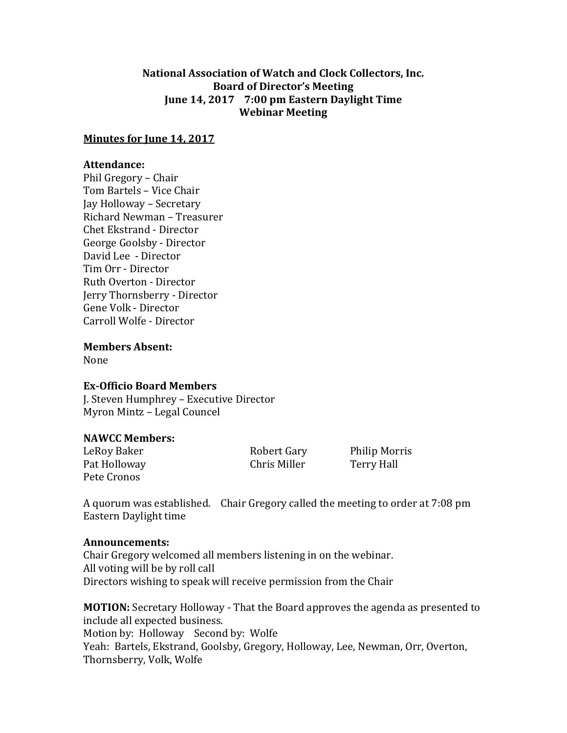**National Association of Watch and Clock Collectors, Inc.**
**Board of Director's Meeting**
**June 14, 2017 7:00 pm Eastern Daylight Time**
**Webinar Meeting**

**Minutes for June 14, 2017**

**Attendance:**
Phil Gregory – Chair
Tom Bartels – Vice Chair
Jay Holloway – Secretary
Richard Newman – Treasurer
Chet Ekstrand - Director
George Goolsby - Director
David Lee - Director
Tim Orr - Director
Ruth Overton - Director
Jerry Thornsberry - Director
Gene Volk - Director
Carroll Wolfe - Director

**Members Absent:**
None

**Ex-Officio Board Members**
J. Steven Humphrey – Executive Director
Myron Mintz – Legal Councel

**NAWCC Members:**

| | | |
|---|---|---|
| LeRoy Baker | Robert Gary | Philip Morris |
| Pat Holloway | Chris Miller | Terry Hall |
| Pete Cronos | | |

A quorum was established. Chair Gregory called the meeting to order at 7:08 pm Eastern Daylight time

**Announcements:**
Chair Gregory welcomed all members listening in on the webinar.
All voting will be by roll call
Directors wishing to speak will receive permission from the Chair

**MOTION:** Secretary Holloway - That the Board approves the agenda as presented to include all expected business.
Motion by: Holloway Second by: Wolfe
Yeah: Bartels, Ekstrand, Goolsby, Gregory, Holloway, Lee, Newman, Orr, Overton, Thornsberry, Volk, Wolfe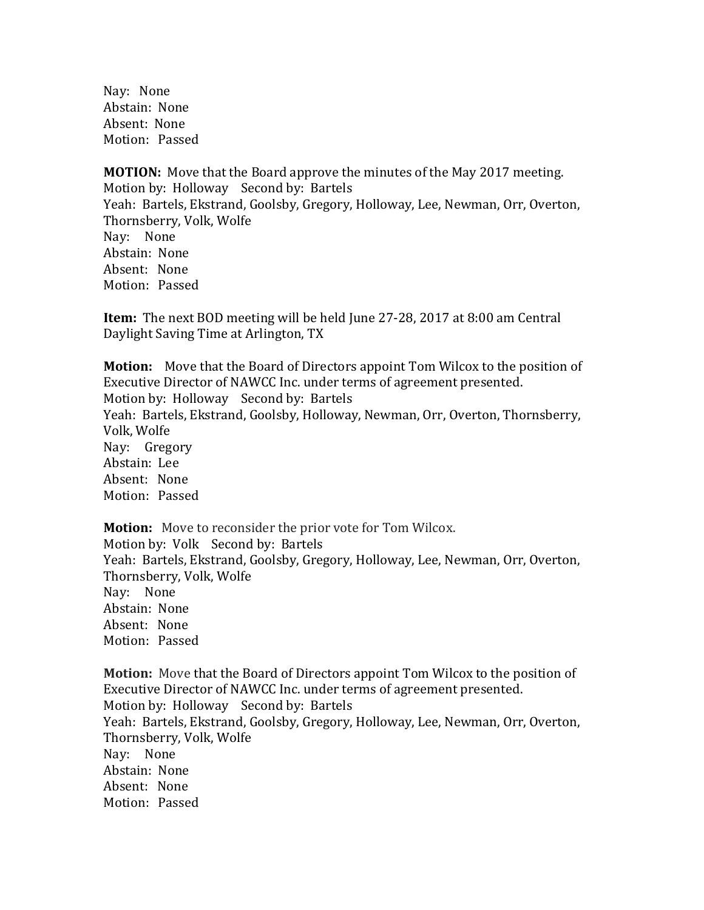Nay: None
Abstain: None
Absent: None
Motion: Passed

**MOTION:** Move that the Board approve the minutes of the May 2017 meeting.
Motion by: Holloway Second by: Bartels
Yeah: Bartels, Ekstrand, Goolsby, Gregory, Holloway, Lee, Newman, Orr, Overton, Thornsberry, Volk, Wolfe
Nay: None
Abstain: None
Absent: None
Motion: Passed

**Item:** The next BOD meeting will be held June 27-28, 2017 at 8:00 am Central Daylight Saving Time at Arlington, TX

**Motion:** Move that the Board of Directors appoint Tom Wilcox to the position of Executive Director of NAWCC Inc. under terms of agreement presented.
Motion by: Holloway Second by: Bartels
Yeah: Bartels, Ekstrand, Goolsby, Holloway, Newman, Orr, Overton, Thornsberry, Volk, Wolfe
Nay: Gregory
Abstain: Lee
Absent: None
Motion: Passed

**Motion:** Move to reconsider the prior vote for Tom Wilcox.
Motion by: Volk Second by: Bartels
Yeah: Bartels, Ekstrand, Goolsby, Gregory, Holloway, Lee, Newman, Orr, Overton, Thornsberry, Volk, Wolfe
Nay: None
Abstain: None
Absent: None
Motion: Passed

**Motion:** Move that the Board of Directors appoint Tom Wilcox to the position of Executive Director of NAWCC Inc. under terms of agreement presented.
Motion by: Holloway Second by: Bartels
Yeah: Bartels, Ekstrand, Goolsby, Gregory, Holloway, Lee, Newman, Orr, Overton, Thornsberry, Volk, Wolfe
Nay: None
Abstain: None
Absent: None
Motion: Passed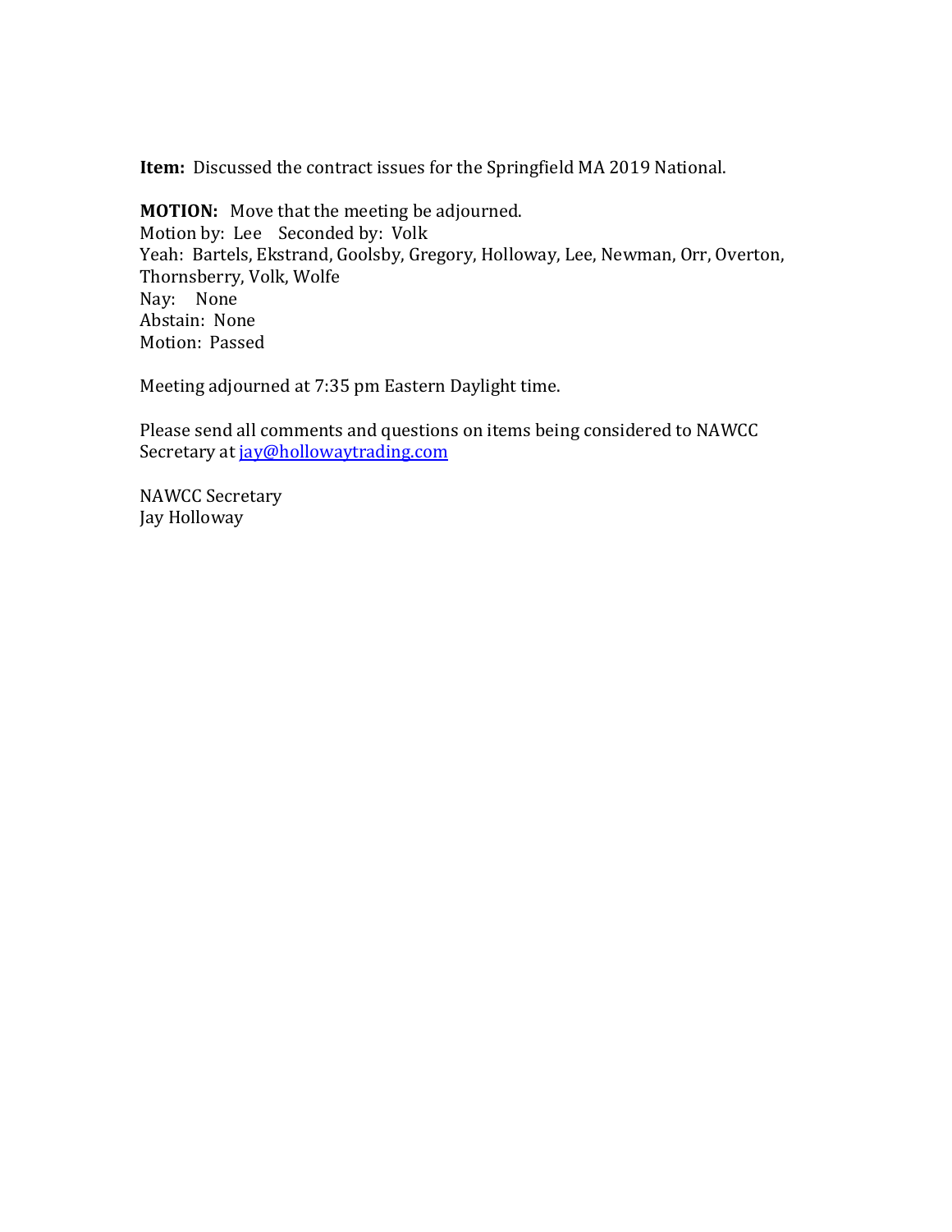**Item:** Discussed the contract issues for the Springfield MA 2019 National.

**MOTION:** Move that the meeting be adjourned.
Motion by: Lee Seconded by: Volk
Yeah: Bartels, Ekstrand, Goolsby, Gregory, Holloway, Lee, Newman, Orr, Overton, Thornsberry, Volk, Wolfe
Nay: None
Abstain: None
Motion: Passed

Meeting adjourned at 7:35 pm Eastern Daylight time.

Please send all comments and questions on items being considered to NAWCC Secretary at [jay@hollowaytrading.com](mailto:jay@hollowaytrading.com)

NAWCC Secretary
Jay Holloway